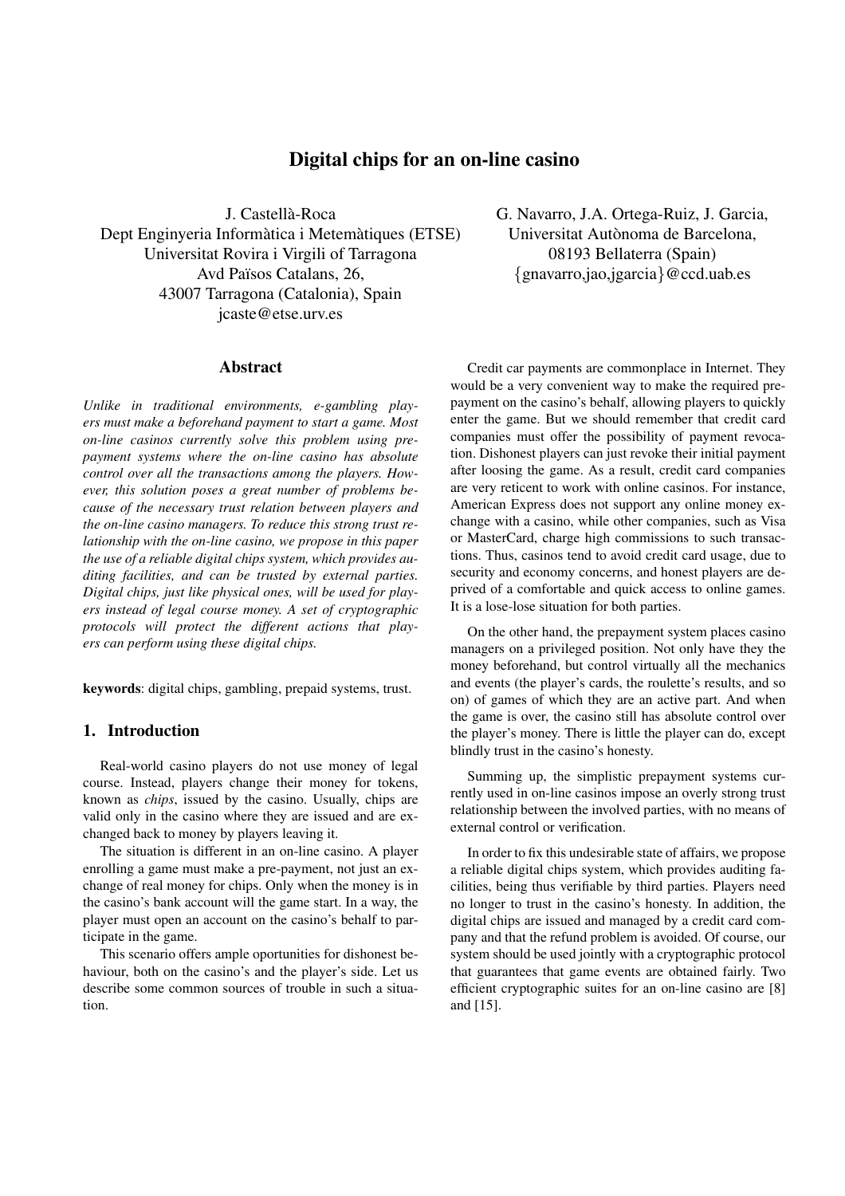# Digital chips for an on-line casino

J. Castellà-Roca
Dept Enginyeria Informàtica i Metemàtiques (ETSE)
Universitat Rovira i Virgili of Tarragona
Avd Països Catalans, 26,
43007 Tarragona (Catalonia), Spain
jcaste@etse.urv.es

G. Navarro, J.A. Ortega-Ruiz, J. Garcia,
Universitat Autònoma de Barcelona,
08193 Bellaterra (Spain)
{gnavarro,jao,jgarcia}@ccd.uab.es

## Abstract

*Unlike in traditional environments, e-gambling players must make a beforehand payment to start a game. Most on-line casinos currently solve this problem using prepayment systems where the on-line casino has absolute control over all the transactions among the players. However, this solution poses a great number of problems because of the necessary trust relation between players and the on-line casino managers. To reduce this strong trust relationship with the on-line casino, we propose in this paper the use of a reliable digital chips system, which provides auditing facilities, and can be trusted by external parties. Digital chips, just like physical ones, will be used for players instead of legal course money. A set of cryptographic protocols will protect the different actions that players can perform using these digital chips.*

**keywords**: digital chips, gambling, prepaid systems, trust.

## 1. Introduction

Real-world casino players do not use money of legal course. Instead, players change their money for tokens, known as *chips*, issued by the casino. Usually, chips are valid only in the casino where they are issued and are exchanged back to money by players leaving it.

The situation is different in an on-line casino. A player enrolling a game must make a pre-payment, not just an exchange of real money for chips. Only when the money is in the casino's bank account will the game start. In a way, the player must open an account on the casino's behalf to participate in the game.

This scenario offers ample oportunities for dishonest behaviour, both on the casino's and the player's side. Let us describe some common sources of trouble in such a situation.

Credit car payments are commonplace in Internet. They would be a very convenient way to make the required prepayment on the casino's behalf, allowing players to quickly enter the game. But we should remember that credit card companies must offer the possibility of payment revocation. Dishonest players can just revoke their initial payment after loosing the game. As a result, credit card companies are very reticent to work with online casinos. For instance, American Express does not support any online money exchange with a casino, while other companies, such as Visa or MasterCard, charge high commissions to such transactions. Thus, casinos tend to avoid credit card usage, due to security and economy concerns, and honest players are deprived of a comfortable and quick access to online games. It is a lose-lose situation for both parties.

On the other hand, the prepayment system places casino managers on a privileged position. Not only have they the money beforehand, but control virtually all the mechanics and events (the player's cards, the roulette's results, and so on) of games of which they are an active part. And when the game is over, the casino still has absolute control over the player's money. There is little the player can do, except blindly trust in the casino's honesty.

Summing up, the simplistic prepayment systems currently used in on-line casinos impose an overly strong trust relationship between the involved parties, with no means of external control or verification.

In order to fix this undesirable state of affairs, we propose a reliable digital chips system, which provides auditing facilities, being thus verifiable by third parties. Players need no longer to trust in the casino's honesty. In addition, the digital chips are issued and managed by a credit card company and that the refund problem is avoided. Of course, our system should be used jointly with a cryptographic protocol that guarantees that game events are obtained fairly. Two efficient cryptographic suites for an on-line casino are [8] and [15].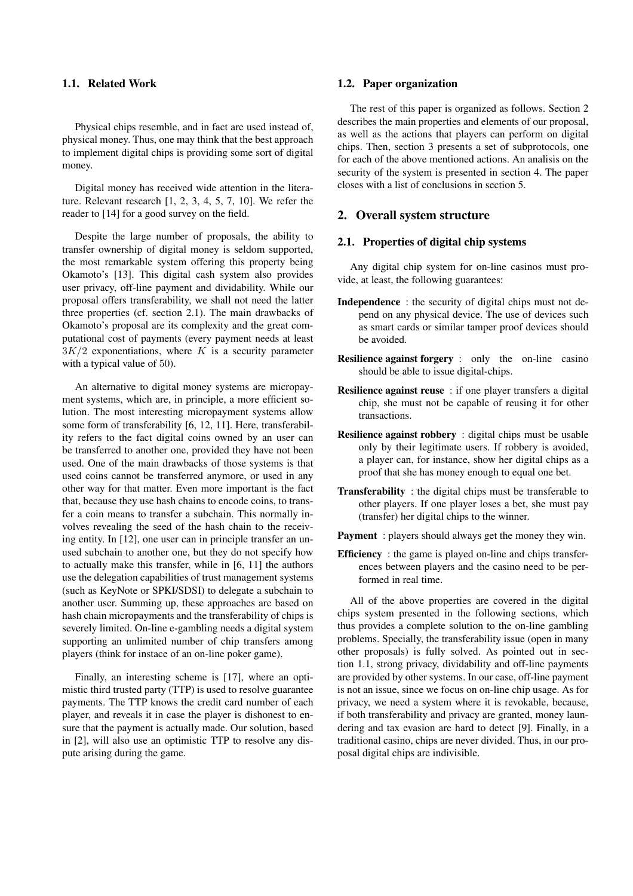### 1.1. Related Work

Physical chips resemble, and in fact are used instead of, physical money. Thus, one may think that the best approach to implement digital chips is providing some sort of digital money.

Digital money has received wide attention in the literature. Relevant research [1, 2, 3, 4, 5, 7, 10]. We refer the reader to [14] for a good survey on the field.

Despite the large number of proposals, the ability to transfer ownership of digital money is seldom supported, the most remarkable system offering this property being Okamoto's [13]. This digital cash system also provides user privacy, off-line payment and dividability. While our proposal offers transferability, we shall not need the latter three properties (cf. section 2.1). The main drawbacks of Okamoto's proposal are its complexity and the great computational cost of payments (every payment needs at least $3K/2$ exponentiations, where $K$ is a security parameter with a typical value of 50).

An alternative to digital money systems are micropayment systems, which are, in principle, a more efficient solution. The most interesting micropayment systems allow some form of transferability [6, 12, 11]. Here, transferability refers to the fact digital coins owned by an user can be transferred to another one, provided they have not been used. One of the main drawbacks of those systems is that used coins cannot be transferred anymore, or used in any other way for that matter. Even more important is the fact that, because they use hash chains to encode coins, to transfer a coin means to transfer a subchain. This normally involves revealing the seed of the hash chain to the receiving entity. In [12], one user can in principle transfer an unused subchain to another one, but they do not specify how to actually make this transfer, while in [6, 11] the authors use the delegation capabilities of trust management systems (such as KeyNote or SPKI/SDSI) to delegate a subchain to another user. Summing up, these approaches are based on hash chain micropayments and the transferability of chips is severely limited. On-line e-gambling needs a digital system supporting an unlimited number of chip transfers among players (think for instace of an on-line poker game).

Finally, an interesting scheme is [17], where an optimistic third trusted party (TTP) is used to resolve guarantee payments. The TTP knows the credit card number of each player, and reveals it in case the player is dishonest to ensure that the payment is actually made. Our solution, based in [2], will also use an optimistic TTP to resolve any dispute arising during the game.

### 1.2. Paper organization

The rest of this paper is organized as follows. Section 2 describes the main properties and elements of our proposal, as well as the actions that players can perform on digital chips. Then, section 3 presents a set of subprotocols, one for each of the above mentioned actions. An analisis on the security of the system is presented in section 4. The paper closes with a list of conclusions in section 5.

## 2. Overall system structure

### 2.1. Properties of digital chip systems

Any digital chip system for on-line casinos must provide, at least, the following guarantees:

**Independence** : the security of digital chips must not depend on any physical device. The use of devices such as smart cards or similar tamper proof devices should be avoided.

**Resilience against forgery** : only the on-line casino should be able to issue digital-chips.

**Resilience against reuse** : if one player transfers a digital chip, she must not be capable of reusing it for other transactions.

**Resilience against robbery** : digital chips must be usable only by their legitimate users. If robbery is avoided, a player can, for instance, show her digital chips as a proof that she has money enough to equal one bet.

**Transferability** : the digital chips must be transferable to other players. If one player loses a bet, she must pay (transfer) her digital chips to the winner.

**Payment** : players should always get the money they win.

**Efficiency** : the game is played on-line and chips transferences between players and the casino need to be performed in real time.

All of the above properties are covered in the digital chips system presented in the following sections, which thus provides a complete solution to the on-line gambling problems. Specially, the transferability issue (open in many other proposals) is fully solved. As pointed out in section 1.1, strong privacy, dividability and off-line payments are provided by other systems. In our case, off-line payment is not an issue, since we focus on on-line chip usage. As for privacy, we need a system where it is revokable, because, if both transferability and privacy are granted, money laundering and tax evasion are hard to detect [9]. Finally, in a traditional casino, chips are never divided. Thus, in our proposal digital chips are indivisible.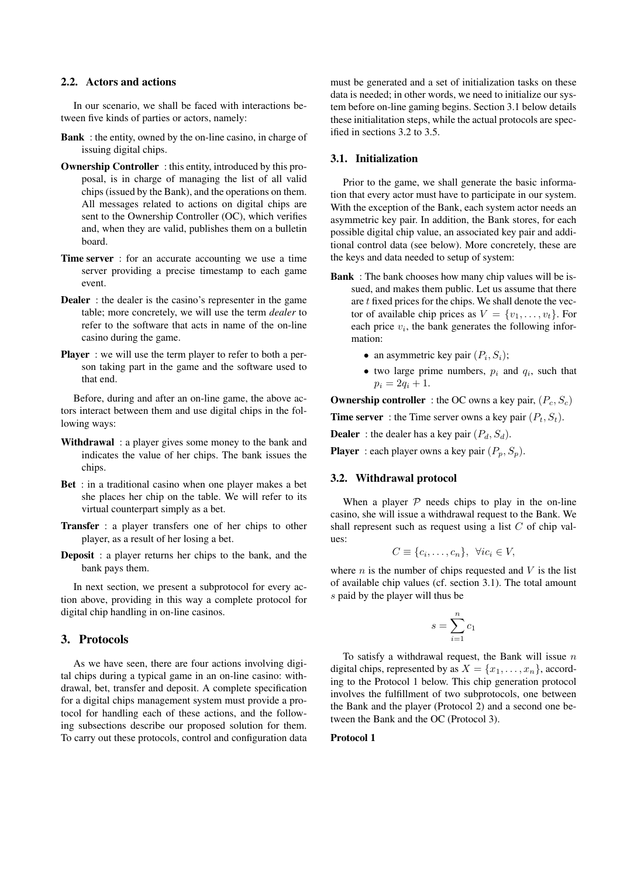### 2.2. Actors and actions

In our scenario, we shall be faced with interactions between five kinds of parties or actors, namely:

**Bank** : the entity, owned by the on-line casino, in charge of issuing digital chips.

**Ownership Controller** : this entity, introduced by this proposal, is in charge of managing the list of all valid chips (issued by the Bank), and the operations on them. All messages related to actions on digital chips are sent to the Ownership Controller (OC), which verifies and, when they are valid, publishes them on a bulletin board.

**Time server** : for an accurate accounting we use a time server providing a precise timestamp to each game event.

**Dealer** : the dealer is the casino's representer in the game table; more concretely, we will use the term *dealer* to refer to the software that acts in name of the on-line casino during the game.

**Player** : we will use the term player to refer to both a person taking part in the game and the software used to that end.

Before, during and after an on-line game, the above actors interact between them and use digital chips in the following ways:

**Withdrawal** : a player gives some money to the bank and indicates the value of her chips. The bank issues the chips.

**Bet** : in a traditional casino when one player makes a bet she places her chip on the table. We will refer to its virtual counterpart simply as a bet.

**Transfer** : a player transfers one of her chips to other player, as a result of her losing a bet.

**Deposit** : a player returns her chips to the bank, and the bank pays them.

In next section, we present a subprotocol for every action above, providing in this way a complete protocol for digital chip handling in on-line casinos.

## 3. Protocols

As we have seen, there are four actions involving digital chips during a typical game in an on-line casino: withdrawal, bet, transfer and deposit. A complete specification for a digital chips management system must provide a protocol for handling each of these actions, and the following subsections describe our proposed solution for them. To carry out these protocols, control and configuration data must be generated and a set of initialization tasks on these data is needed; in other words, we need to initialize our system before on-line gaming begins. Section 3.1 below details these initialitation steps, while the actual protocols are specified in sections 3.2 to 3.5.

### 3.1. Initialization

Prior to the game, we shall generate the basic information that every actor must have to participate in our system. With the exception of the Bank, each system actor needs an asymmetric key pair. In addition, the Bank stores, for each possible digital chip value, an associated key pair and additional control data (see below). More concretely, these are the keys and data needed to setup of system:

**Bank** : The bank chooses how many chip values will be issued, and makes them public. Let us assume that there are $t$ fixed prices for the chips. We shall denote the vector of available chip prices as $V = \{v_1, \ldots, v_t\}$. For each price $v_i$, the bank generates the following information:

- an asymmetric key pair $(P_i, S_i)$;
- two large prime numbers, $p_i$ and $q_i$, such that $p_i = 2q_i + 1$.

**Ownership controller** : the OC owns a key pair, $(P_c, S_c)$

**Time server** : the Time server owns a key pair $(P_t, S_t)$.

**Dealer** : the dealer has a key pair $(P_d, S_d)$.

**Player** : each player owns a key pair $(P_p, S_p)$.

### 3.2. Withdrawal protocol

When a player $\mathcal{P}$ needs chips to play in the on-line casino, she will issue a withdrawal request to the Bank. We shall represent such as request using a list $C$ of chip values:

$$C \equiv \{c_i, \ldots, c_n\}, \ \ \forall i c_i \in V,$$

where $n$ is the number of chips requested and $V$ is the list of available chip values (cf. section 3.1). The total amount $s$ paid by the player will thus be

$$s = \sum_{i=1}^{n} c_1$$

To satisfy a withdrawal request, the Bank will issue $n$ digital chips, represented by as $X = \{x_1, \ldots, x_n\}$, according to the Protocol 1 below. This chip generation protocol involves the fulfillment of two subprotocols, one between the Bank and the player (Protocol 2) and a second one between the Bank and the OC (Protocol 3).

**Protocol 1**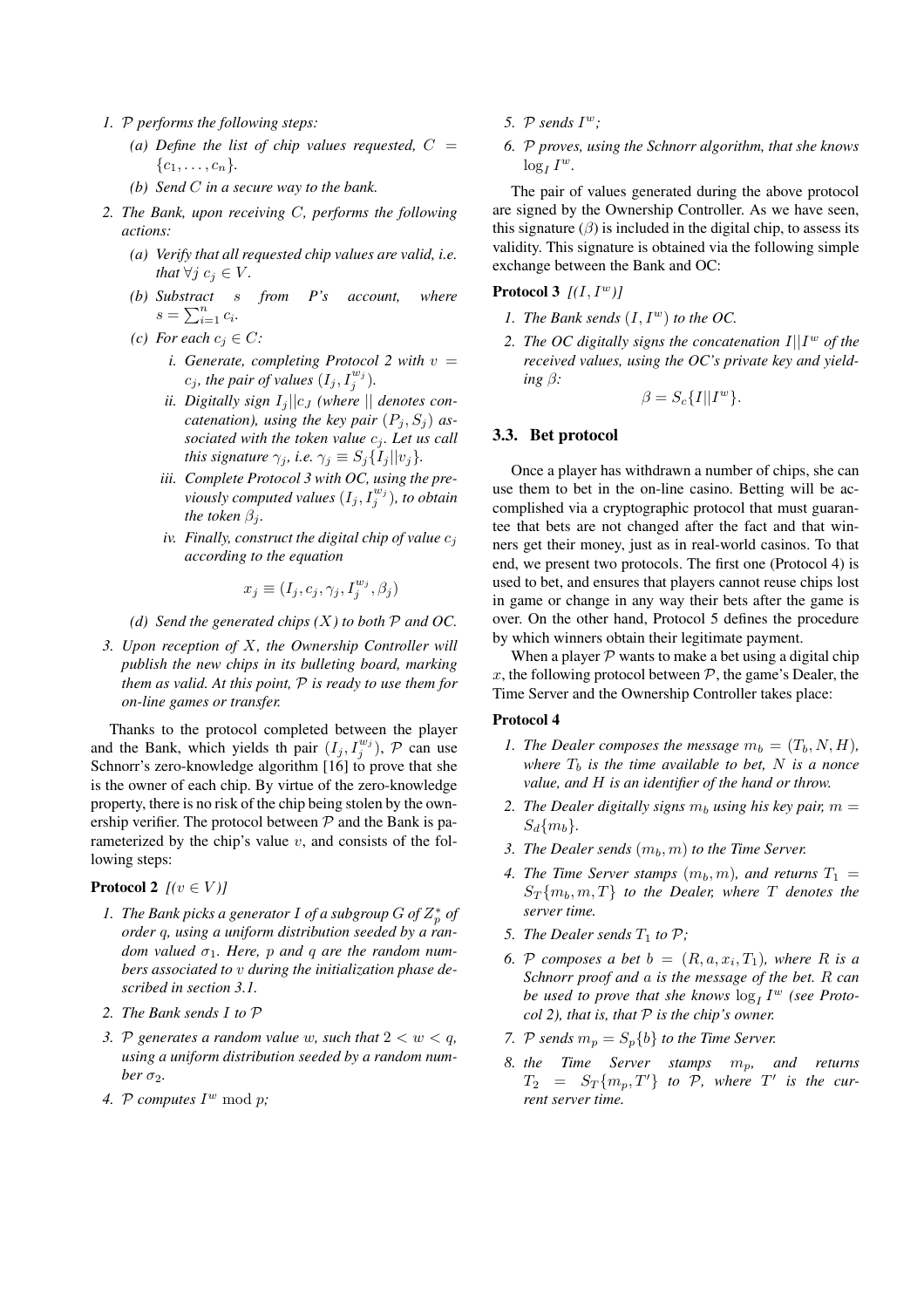1. *$\mathcal{P}$ performs the following steps:*
   - (a) *Define the list of chip values requested, $C = \{c_1, \ldots, c_n\}$.*
   - (b) *Send $C$ in a secure way to the bank.*
2. *The Bank, upon receiving $C$, performs the following actions:*
   - (a) *Verify that all requested chip values are valid, i.e. that $\forall j \; c_j \in V$.*
   - (b) *Substract $s$ from $P$'s account, where $s = \sum_{i=1}^{n} c_i$.*
   - (c) *For each $c_j \in C$:*
     - i. *Generate, completing Protocol 2 with $v = c_j$, the pair of values $(I_j, I_j^{w_j})$.*
     - ii. *Digitally sign $I_j || c_J$ (where $||$ denotes concatenation), using the key pair $(P_j, S_j)$ associated with the token value $c_j$. Let us call this signature $\gamma_j$, i.e. $\gamma_j \equiv S_j\{I_j || v_j\}$.*
     - iii. *Complete Protocol 3 with OC, using the previously computed values $(I_j, I_j^{w_j})$, to obtain the token $\beta_j$.*
     - iv. *Finally, construct the digital chip of value $c_j$ according to the equation*

$$x_j \equiv (I_j, c_j, \gamma_j, I_j^{w_j}, \beta_j)$$

   - (d) *Send the generated chips ($X$) to both $\mathcal{P}$ and OC.*
3. *Upon reception of $X$, the Ownership Controller will publish the new chips in its bulleting board, marking them as valid. At this point, $\mathcal{P}$ is ready to use them for on-line games or transfer.*

Thanks to the protocol completed between the player and the Bank, which yields th pair $(I_j, I_j^{w_j})$, $\mathcal{P}$ can use Schnorr's zero-knowledge algorithm [16] to prove that she is the owner of each chip. By virtue of the zero-knowledge property, there is no risk of the chip being stolen by the ownership verifier. The protocol between $\mathcal{P}$ and the Bank is parameterized by the chip's value $v$, and consists of the following steps:

**Protocol 2** *[($v \in V$)]*

1. *The Bank picks a generator $I$ of a subgroup $G$ of $Z_p^*$ of order $q$, using a uniform distribution seeded by a random valued $\sigma_1$. Here, $p$ and $q$ are the random numbers associated to $v$ during the initialization phase described in section 3.1.*
2. *The Bank sends $I$ to $\mathcal{P}$*
3. *$\mathcal{P}$ generates a random value $w$, such that $2 < w < q$, using a uniform distribution seeded by a random number $\sigma_2$.*
4. *$\mathcal{P}$ computes $I^w \bmod p$;*
5. *$\mathcal{P}$ sends $I^w$;*
6. *$\mathcal{P}$ proves, using the Schnorr algorithm, that she knows $\log_I I^w$.*

The pair of values generated during the above protocol are signed by the Ownership Controller. As we have seen, this signature ($\beta$) is included in the digital chip, to assess its validity. This signature is obtained via the following simple exchange between the Bank and OC:

**Protocol 3** *[$(I, I^w)$]*

1. *The Bank sends $(I, I^w)$ to the OC.*
2. *The OC digitally signs the concatenation $I || I^w$ of the received values, using the OC's private key and yielding $\beta$:*

$$\beta = S_c\{I || I^w\}.$$

### 3.3. Bet protocol

Once a player has withdrawn a number of chips, she can use them to bet in the on-line casino. Betting will be accomplished via a cryptographic protocol that must guarantee that bets are not changed after the fact and that winners get their money, just as in real-world casinos. To that end, we present two protocols. The first one (Protocol 4) is used to bet, and ensures that players cannot reuse chips lost in game or change in any way their bets after the game is over. On the other hand, Protocol 5 defines the procedure by which winners obtain their legitimate payment.

When a player $\mathcal{P}$ wants to make a bet using a digital chip $x$, the following protocol between $\mathcal{P}$, the game's Dealer, the Time Server and the Ownership Controller takes place:

**Protocol 4**

1. *The Dealer composes the message $m_b = (T_b, N, H)$, where $T_b$ is the time available to bet, $N$ is a nonce value, and $H$ is an identifier of the hand or throw.*
2. *The Dealer digitally signs $m_b$ using his key pair, $m = S_d\{m_b\}$.*
3. *The Dealer sends $(m_b, m)$ to the Time Server.*
4. *The Time Server stamps $(m_b, m)$, and returns $T_1 = S_T\{m_b, m, T\}$ to the Dealer, where $T$ denotes the server time.*
5. *The Dealer sends $T_1$ to $\mathcal{P}$;*
6. *$\mathcal{P}$ composes a bet $b = (R, a, x_i, T_1)$, where $R$ is a Schnorr proof and $a$ is the message of the bet. $R$ can be used to prove that she knows $\log_I I^w$ (see Protocol 2), that is, that $\mathcal{P}$ is the chip's owner.*
7. *$\mathcal{P}$ sends $m_p = S_p\{b\}$ to the Time Server.*
8. *the Time Server stamps $m_p$, and returns $T_2 = S_T\{m_p, T'\}$ to $\mathcal{P}$, where $T'$ is the current server time.*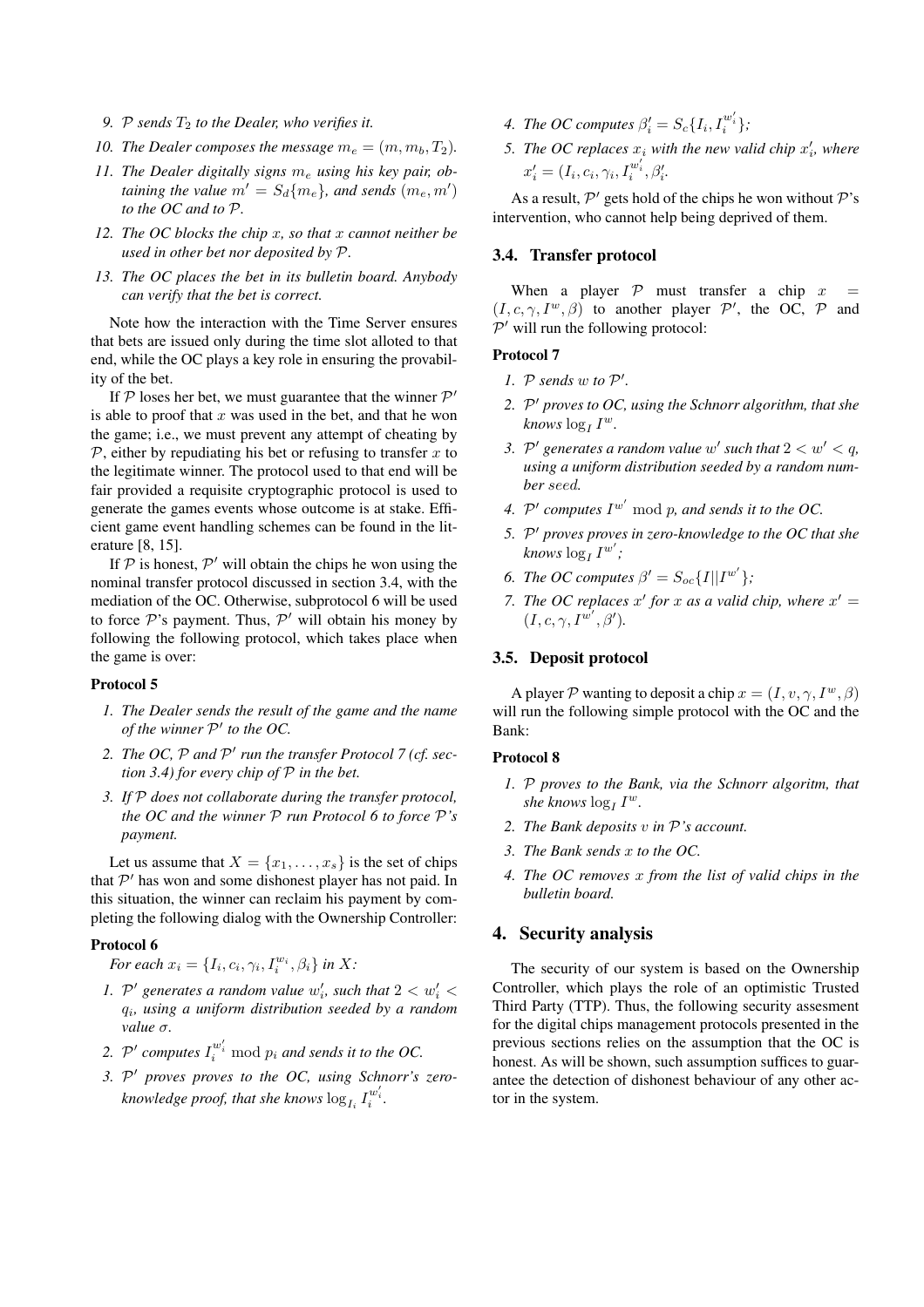9. *$\mathcal{P}$ sends $T_2$ to the Dealer, who verifies it.*
10. *The Dealer composes the message $m_e = (m, m_b, T_2)$.*
11. *The Dealer digitally signs $m_e$ using his key pair, obtaining the value $m' = S_d\{m_e\}$, and sends $(m_e, m')$ to the OC and to $\mathcal{P}$.*
12. *The OC blocks the chip $x$, so that $x$ cannot neither be used in other bet nor deposited by $\mathcal{P}$.*
13. *The OC places the bet in its bulletin board. Anybody can verify that the bet is correct.*

Note how the interaction with the Time Server ensures that bets are issued only during the time slot alloted to that end, while the OC plays a key role in ensuring the provability of the bet.

If $\mathcal{P}$ loses her bet, we must guarantee that the winner $\mathcal{P}'$ is able to proof that $x$ was used in the bet, and that he won the game; i.e., we must prevent any attempt of cheating by $\mathcal{P}$, either by repudiating his bet or refusing to transfer $x$ to the legitimate winner. The protocol used to that end will be fair provided a requisite cryptographic protocol is used to generate the games events whose outcome is at stake. Efficient game event handling schemes can be found in the literature [8, 15].

If $\mathcal{P}$ is honest, $\mathcal{P}'$ will obtain the chips he won using the nominal transfer protocol discussed in section 3.4, with the mediation of the OC. Otherwise, subprotocol 6 will be used to force $\mathcal{P}$'s payment. Thus, $\mathcal{P}'$ will obtain his money by following the following protocol, which takes place when the game is over:

**Protocol 5**

1. *The Dealer sends the result of the game and the name of the winner $\mathcal{P}'$ to the OC.*
2. *The OC, $\mathcal{P}$ and $\mathcal{P}'$ run the transfer Protocol 7 (cf. section 3.4) for every chip of $\mathcal{P}$ in the bet.*
3. *If $\mathcal{P}$ does not collaborate during the transfer protocol, the OC and the winner $\mathcal{P}$ run Protocol 6 to force $\mathcal{P}$'s payment.*

Let us assume that $X = \{x_1, \ldots, x_s\}$ is the set of chips that $\mathcal{P}'$ has won and some dishonest player has not paid. In this situation, the winner can reclaim his payment by completing the following dialog with the Ownership Controller:

**Protocol 6**

*For each $x_i = \{I_i, c_i, \gamma_i, I_i^{w_i}, \beta_i\}$ in $X$:*

1. *$\mathcal{P}'$ generates a random value $w_i'$, such that $2 < w_i' < q_i$, using a uniform distribution seeded by a random value $\sigma$.*
2. *$\mathcal{P}'$ computes $I_i^{w_i'} \bmod p_i$ and sends it to the OC.*
3. *$\mathcal{P}'$ proves proves to the OC, using Schnorr's zero-knowledge proof, that she knows $\log_{I_i} I_i^{w_i'}$.*
4. *The OC computes $\beta_i' = S_c\{I_i, I_i^{w_i'}\}$;*
5. *The OC replaces $x_i$ with the new valid chip $x_i'$, where $x_i' = (I_i, c_i, \gamma_i, I_i^{w_i}, \beta_i'$.*

As a result, $\mathcal{P}'$ gets hold of the chips he won without $\mathcal{P}$'s intervention, who cannot help being deprived of them.

### 3.4. Transfer protocol

When a player $\mathcal{P}$ must transfer a chip $x = (I, c, \gamma, I^w, \beta)$ to another player $\mathcal{P}'$, the OC, $\mathcal{P}$ and $\mathcal{P}'$ will run the following protocol:

**Protocol 7**

1. *$\mathcal{P}$ sends $w$ to $\mathcal{P}'$.*
2. *$\mathcal{P}'$ proves to OC, using the Schnorr algorithm, that she knows $\log_I I^w$.*
3. *$\mathcal{P}'$ generates a random value $w'$ such that $2 < w' < q$, using a uniform distribution seeded by a random number seed.*
4. *$\mathcal{P}'$ computes $I^{w'} \bmod p$, and sends it to the OC.*
5. *$\mathcal{P}'$ proves proves in zero-knowledge to the OC that she knows $\log_I I^{w'}$;*
6. *The OC computes $\beta' = S_{oc}\{I||I^{w'}\}$;*
7. *The OC replaces $x'$ for $x$ as a valid chip, where $x' = (I, c, \gamma, I^{w'}, \beta')$.*

### 3.5. Deposit protocol

A player $\mathcal{P}$ wanting to deposit a chip $x = (I, v, \gamma, I^w, \beta)$ will run the following simple protocol with the OC and the Bank:

**Protocol 8**

1. *$\mathcal{P}$ proves to the Bank, via the Schnorr algoritm, that she knows $\log_I I^w$.*
2. *The Bank deposits $v$ in $\mathcal{P}$'s account.*
3. *The Bank sends $x$ to the OC.*
4. *The OC removes $x$ from the list of valid chips in the bulletin board.*

## 4. Security analysis

The security of our system is based on the Ownership Controller, which plays the role of an optimistic Trusted Third Party (TTP). Thus, the following security assesment for the digital chips management protocols presented in the previous sections relies on the assumption that the OC is honest. As will be shown, such assumption suffices to guarantee the detection of dishonest behaviour of any other actor in the system.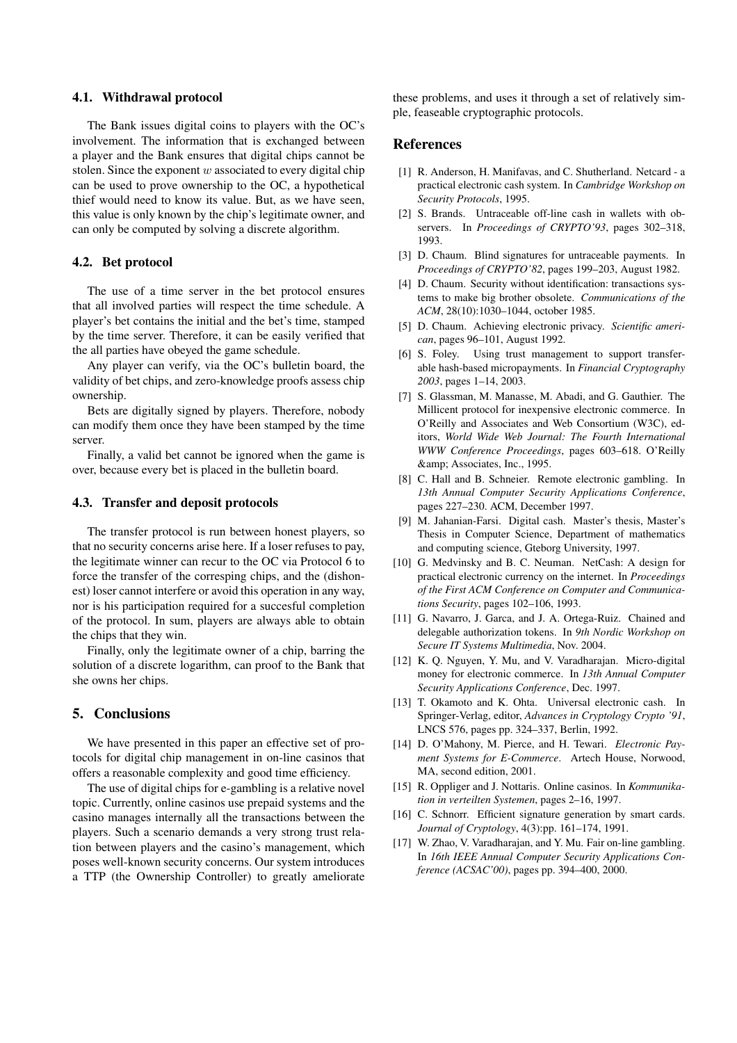### 4.1. Withdrawal protocol

The Bank issues digital coins to players with the OC's involvement. The information that is exchanged between a player and the Bank ensures that digital chips cannot be stolen. Since the exponent $w$ associated to every digital chip can be used to prove ownership to the OC, a hypothetical thief would need to know its value. But, as we have seen, this value is only known by the chip's legitimate owner, and can only be computed by solving a discrete algorithm.

### 4.2. Bet protocol

The use of a time server in the bet protocol ensures that all involved parties will respect the time schedule. A player's bet contains the initial and the bet's time, stamped by the time server. Therefore, it can be easily verified that the all parties have obeyed the game schedule.

Any player can verify, via the OC's bulletin board, the validity of bet chips, and zero-knowledge proofs assess chip ownership.

Bets are digitally signed by players. Therefore, nobody can modify them once they have been stamped by the time server.

Finally, a valid bet cannot be ignored when the game is over, because every bet is placed in the bulletin board.

### 4.3. Transfer and deposit protocols

The transfer protocol is run between honest players, so that no security concerns arise here. If a loser refuses to pay, the legitimate winner can recur to the OC via Protocol 6 to force the transfer of the corresping chips, and the (dishonest) loser cannot interfere or avoid this operation in any way, nor is his participation required for a succesful completion of the protocol. In sum, players are always able to obtain the chips that they win.

Finally, only the legitimate owner of a chip, barring the solution of a discrete logarithm, can proof to the Bank that she owns her chips.

## 5. Conclusions

We have presented in this paper an effective set of protocols for digital chip management in on-line casinos that offers a reasonable complexity and good time efficiency.

The use of digital chips for e-gambling is a relative novel topic. Currently, online casinos use prepaid systems and the casino manages internally all the transactions between the players. Such a scenario demands a very strong trust relation between players and the casino's management, which poses well-known security concerns. Our system introduces a TTP (the Ownership Controller) to greatly ameliorate these problems, and uses it through a set of relatively simple, feaseable cryptographic protocols.

## References

[1] R. Anderson, H. Manifavas, and C. Shutherland. Netcard - a practical electronic cash system. In *Cambridge Workshop on Security Protocols*, 1995.

[2] S. Brands. Untraceable off-line cash in wallets with observers. In *Proceedings of CRYPTO'93*, pages 302–318, 1993.

[3] D. Chaum. Blind signatures for untraceable payments. In *Proceedings of CRYPTO'82*, pages 199–203, August 1982.

[4] D. Chaum. Security without identification: transactions systems to make big brother obsolete. *Communications of the ACM*, 28(10):1030–1044, october 1985.

[5] D. Chaum. Achieving electronic privacy. *Scientific american*, pages 96–101, August 1992.

[6] S. Foley. Using trust management to support transferable hash-based micropayments. In *Financial Cryptography 2003*, pages 1–14, 2003.

[7] S. Glassman, M. Manasse, M. Abadi, and G. Gauthier. The Millicent protocol for inexpensive electronic commerce. In O'Reilly and Associates and Web Consortium (W3C), editors, *World Wide Web Journal: The Fourth International WWW Conference Proceedings*, pages 603–618. O'Reilly &amp; Associates, Inc., 1995.

[8] C. Hall and B. Schneier. Remote electronic gambling. In *13th Annual Computer Security Applications Conference*, pages 227–230. ACM, December 1997.

[9] M. Jahanian-Farsi. Digital cash. Master's thesis, Master's Thesis in Computer Science, Department of mathematics and computing science, Gteborg University, 1997.

[10] G. Medvinsky and B. C. Neuman. NetCash: A design for practical electronic currency on the internet. In *Proceedings of the First ACM Conference on Computer and Communications Security*, pages 102–106, 1993.

[11] G. Navarro, J. Garca, and J. A. Ortega-Ruiz. Chained and delegable authorization tokens. In *9th Nordic Workshop on Secure IT Systems Multimedia*, Nov. 2004.

[12] K. Q. Nguyen, Y. Mu, and V. Varadharajan. Micro-digital money for electronic commerce. In *13th Annual Computer Security Applications Conference*, Dec. 1997.

[13] T. Okamoto and K. Ohta. Universal electronic cash. In Springer-Verlag, editor, *Advances in Cryptology Crypto '91*, LNCS 576, pages pp. 324–337, Berlin, 1992.

[14] D. O'Mahony, M. Pierce, and H. Tewari. *Electronic Payment Systems for E-Commerce*. Artech House, Norwood, MA, second edition, 2001.

[15] R. Oppliger and J. Nottaris. Online casinos. In *Kommunikation in verteilten Systemen*, pages 2–16, 1997.

[16] C. Schnorr. Efficient signature generation by smart cards. *Journal of Cryptology*, 4(3):pp. 161–174, 1991.

[17] W. Zhao, V. Varadharajan, and Y. Mu. Fair on-line gambling. In *16th IEEE Annual Computer Security Applications Conference (ACSAC'00)*, pages pp. 394–400, 2000.